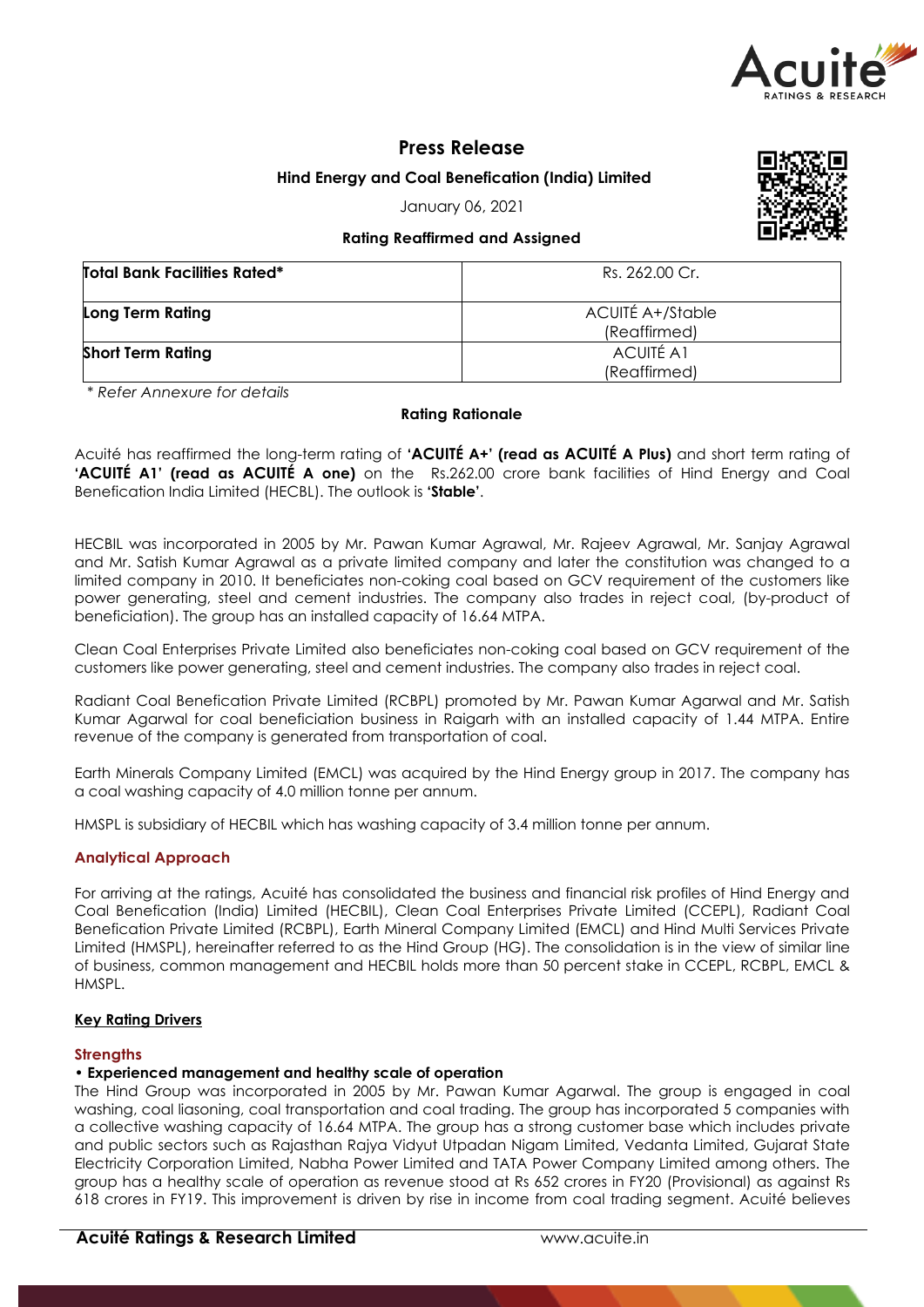# Press Release

**Hind Energy and Coal Benefication (India) Limited**

January 06, 2021

**Rating Reaffirmed and Assigned**

| **Total Bank Facilities Rated*** | Rs. 262.00 Cr. |
|---|---|
| **Long Term Rating** | ACUITÉ A+/Stable (Reaffirmed) |
| **Short Term Rating** | ACUITÉ A1 (Reaffirmed) |

*\* Refer Annexure for details*

**Rating Rationale**

Acuité has reaffirmed the long-term rating of **'ACUITÉ A+' (read as ACUITÉ A Plus)** and short term rating of **'ACUITÉ A1' (read as ACUITÉ A one)** on the Rs.262.00 crore bank facilities of Hind Energy and Coal Benefication India Limited (HECBL). The outlook is **'Stable'**.

HECBIL was incorporated in 2005 by Mr. Pawan Kumar Agrawal, Mr. Rajeev Agrawal, Mr. Sanjay Agrawal and Mr. Satish Kumar Agrawal as a private limited company and later the constitution was changed to a limited company in 2010. It beneficiates non-coking coal based on GCV requirement of the customers like power generating, steel and cement industries. The company also trades in reject coal, (by-product of beneficiation). The group has an installed capacity of 16.64 MTPA.

Clean Coal Enterprises Private Limited also beneficiates non-coking coal based on GCV requirement of the customers like power generating, steel and cement industries. The company also trades in reject coal.

Radiant Coal Benefication Private Limited (RCBPL) promoted by Mr. Pawan Kumar Agarwal and Mr. Satish Kumar Agarwal for coal beneficiation business in Raigarh with an installed capacity of 1.44 MTPA. Entire revenue of the company is generated from transportation of coal.

Earth Minerals Company Limited (EMCL) was acquired by the Hind Energy group in 2017. The company has a coal washing capacity of 4.0 million tonne per annum.

HMSPL is subsidiary of HECBIL which has washing capacity of 3.4 million tonne per annum.

## Analytical Approach

For arriving at the ratings, Acuité has consolidated the business and financial risk profiles of Hind Energy and Coal Benefication (India) Limited (HECBIL), Clean Coal Enterprises Private Limited (CCEPL), Radiant Coal Benefication Private Limited (RCBPL), Earth Mineral Company Limited (EMCL) and Hind Multi Services Private Limited (HMSPL), hereinafter referred to as the Hind Group (HG). The consolidation is in the view of similar line of business, common management and HECBIL holds more than 50 percent stake in CCEPL, RCBPL, EMCL & HMSPL.

## Key Rating Drivers

### Strengths

**• Experienced management and healthy scale of operation**

The Hind Group was incorporated in 2005 by Mr. Pawan Kumar Agarwal. The group is engaged in coal washing, coal liasoning, coal transportation and coal trading. The group has incorporated 5 companies with a collective washing capacity of 16.64 MTPA. The group has a strong customer base which includes private and public sectors such as Rajasthan Rajya Vidyut Utpadan Nigam Limited, Vedanta Limited, Gujarat State Electricity Corporation Limited, Nabha Power Limited and TATA Power Company Limited among others. The group has a healthy scale of operation as revenue stood at Rs 652 crores in FY20 (Provisional) as against Rs 618 crores in FY19. This improvement is driven by rise in income from coal trading segment. Acuité believes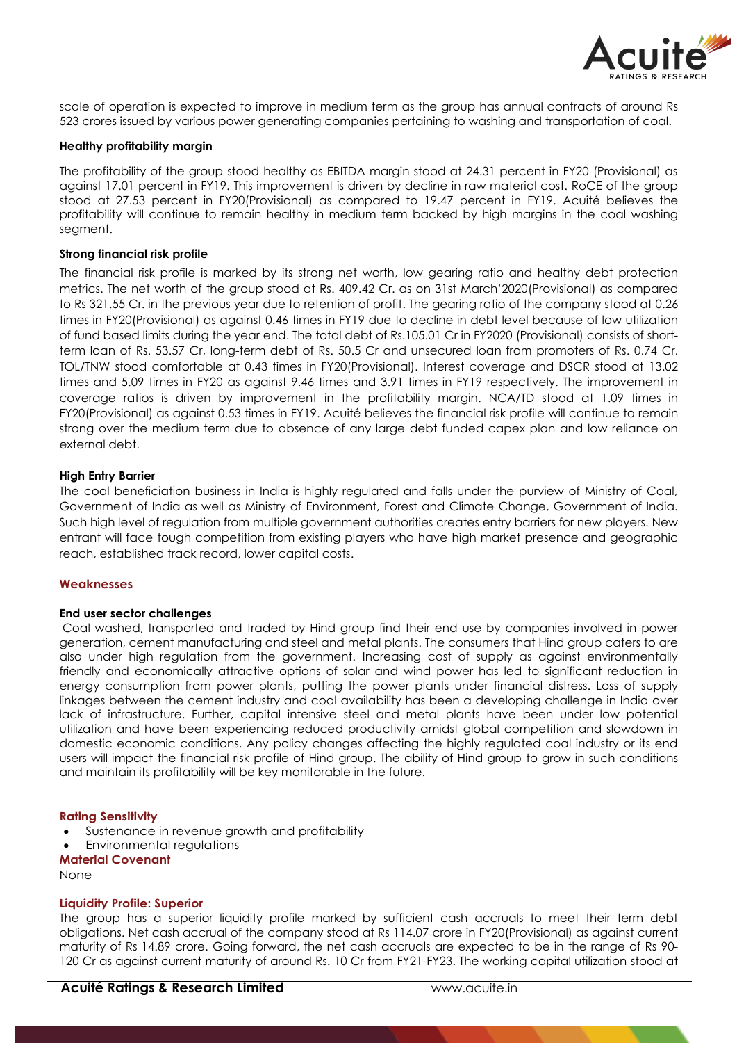scale of operation is expected to improve in medium term as the group has annual contracts of around Rs 523 crores issued by various power generating companies pertaining to washing and transportation of coal.

**Healthy profitability margin**

The profitability of the group stood healthy as EBITDA margin stood at 24.31 percent in FY20 (Provisional) as against 17.01 percent in FY19. This improvement is driven by decline in raw material cost. RoCE of the group stood at 27.53 percent in FY20(Provisional) as compared to 19.47 percent in FY19. Acuité believes the profitability will continue to remain healthy in medium term backed by high margins in the coal washing segment.

**Strong financial risk profile**

The financial risk profile is marked by its strong net worth, low gearing ratio and healthy debt protection metrics. The net worth of the group stood at Rs. 409.42 Cr. as on 31st March'2020(Provisional) as compared to Rs 321.55 Cr. in the previous year due to retention of profit. The gearing ratio of the company stood at 0.26 times in FY20(Provisional) as against 0.46 times in FY19 due to decline in debt level because of low utilization of fund based limits during the year end. The total debt of Rs.105.01 Cr in FY2020 (Provisional) consists of short-term loan of Rs. 53.57 Cr, long-term debt of Rs. 50.5 Cr and unsecured loan from promoters of Rs. 0.74 Cr. TOL/TNW stood comfortable at 0.43 times in FY20(Provisional). Interest coverage and DSCR stood at 13.02 times and 5.09 times in FY20 as against 9.46 times and 3.91 times in FY19 respectively. The improvement in coverage ratios is driven by improvement in the profitability margin. NCA/TD stood at 1.09 times in FY20(Provisional) as against 0.53 times in FY19. Acuité believes the financial risk profile will continue to remain strong over the medium term due to absence of any large debt funded capex plan and low reliance on external debt.

**High Entry Barrier**

The coal beneficiation business in India is highly regulated and falls under the purview of Ministry of Coal, Government of India as well as Ministry of Environment, Forest and Climate Change, Government of India. Such high level of regulation from multiple government authorities creates entry barriers for new players. New entrant will face tough competition from existing players who have high market presence and geographic reach, established track record, lower capital costs.

## Weaknesses

**End user sector challenges**

Coal washed, transported and traded by Hind group find their end use by companies involved in power generation, cement manufacturing and steel and metal plants. The consumers that Hind group caters to are also under high regulation from the government. Increasing cost of supply as against environmentally friendly and economically attractive options of solar and wind power has led to significant reduction in energy consumption from power plants, putting the power plants under financial distress. Loss of supply linkages between the cement industry and coal availability has been a developing challenge in India over lack of infrastructure. Further, capital intensive steel and metal plants have been under low potential utilization and have been experiencing reduced productivity amidst global competition and slowdown in domestic economic conditions. Any policy changes affecting the highly regulated coal industry or its end users will impact the financial risk profile of Hind group. The ability of Hind group to grow in such conditions and maintain its profitability will be key monitorable in the future.

## Rating Sensitivity

- Sustenance in revenue growth and profitability
- Environmental regulations

## Material Covenant

None

## Liquidity Profile: Superior

The group has a superior liquidity profile marked by sufficient cash accruals to meet their term debt obligations. Net cash accrual of the company stood at Rs 114.07 crore in FY20(Provisional) as against current maturity of Rs 14.89 crore. Going forward, the net cash accruals are expected to be in the range of Rs 90-120 Cr as against current maturity of around Rs. 10 Cr from FY21-FY23. The working capital utilization stood at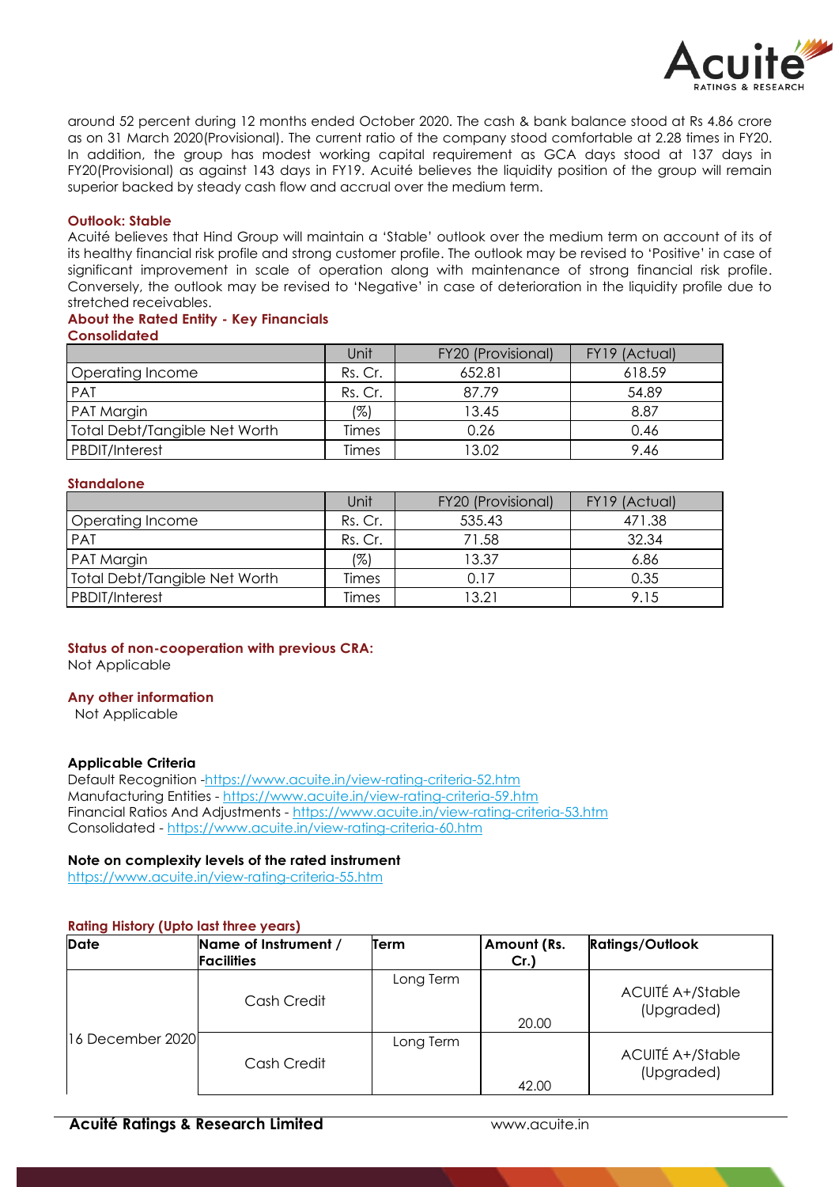around 52 percent during 12 months ended October 2020. The cash & bank balance stood at Rs 4.86 crore as on 31 March 2020(Provisional). The current ratio of the company stood comfortable at 2.28 times in FY20. In addition, the group has modest working capital requirement as GCA days stood at 137 days in FY20(Provisional) as against 143 days in FY19. Acuité believes the liquidity position of the group will remain superior backed by steady cash flow and accrual over the medium term.

**Outlook: Stable**

Acuité believes that Hind Group will maintain a 'Stable' outlook over the medium term on account of its of its healthy financial risk profile and strong customer profile. The outlook may be revised to 'Positive' in case of significant improvement in scale of operation along with maintenance of strong financial risk profile. Conversely, the outlook may be revised to 'Negative' in case of deterioration in the liquidity profile due to stretched receivables.

**About the Rated Entity - Key Financials**

**Consolidated**

| | Unit | FY20 (Provisional) | FY19 (Actual) |
|---|---|---|---|
| Operating Income | Rs. Cr. | 652.81 | 618.59 |
| PAT | Rs. Cr. | 87.79 | 54.89 |
| PAT Margin | (%) | 13.45 | 8.87 |
| Total Debt/Tangible Net Worth | Times | 0.26 | 0.46 |
| PBDIT/Interest | Times | 13.02 | 9.46 |

**Standalone**

| | Unit | FY20 (Provisional) | FY19 (Actual) |
|---|---|---|---|
| Operating Income | Rs. Cr. | 535.43 | 471.38 |
| PAT | Rs. Cr. | 71.58 | 32.34 |
| PAT Margin | (%) | 13.37 | 6.86 |
| Total Debt/Tangible Net Worth | Times | 0.17 | 0.35 |
| PBDIT/Interest | Times | 13.21 | 9.15 |

**Status of non-cooperation with previous CRA:**

Not Applicable

**Any other information**

Not Applicable

**Applicable Criteria**

Default Recognition -https://www.acuite.in/view-rating-criteria-52.htm
Manufacturing Entities - https://www.acuite.in/view-rating-criteria-59.htm
Financial Ratios And Adjustments - https://www.acuite.in/view-rating-criteria-53.htm
Consolidated - https://www.acuite.in/view-rating-criteria-60.htm

**Note on complexity levels of the rated instrument**

https://www.acuite.in/view-rating-criteria-55.htm

**Rating History (Upto last three years)**

| Date | Name of Instrument / Facilities | Term | Amount (Rs. Cr.) | Ratings/Outlook |
|---|---|---|---|---|
| 16 December 2020 | Cash Credit | Long Term | 20.00 | ACUITÉ A+/Stable (Upgraded) |
| | Cash Credit | Long Term | 42.00 | ACUITÉ A+/Stable (Upgraded) |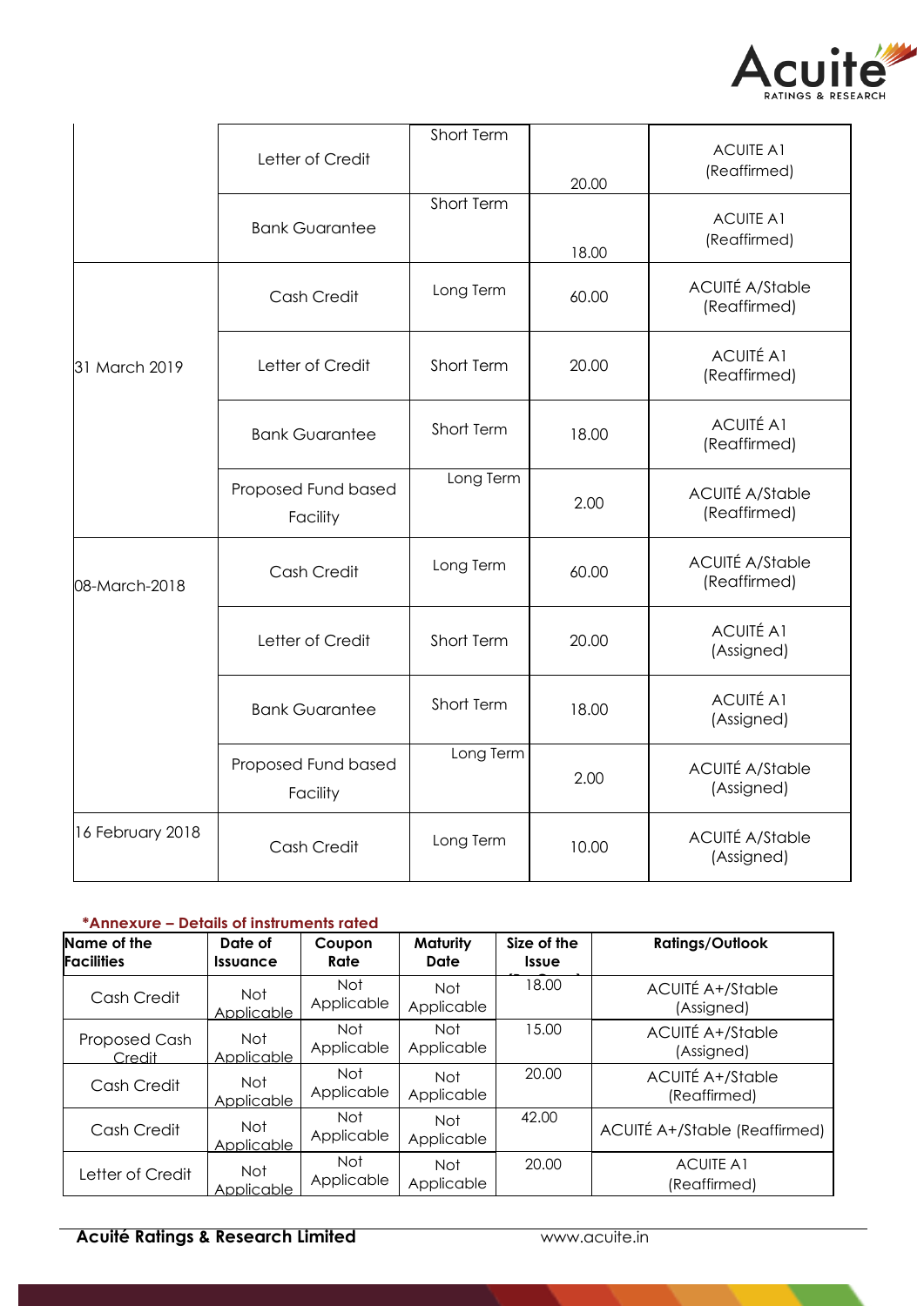| | | | | |
|---|---|---|---|---|
| | Letter of Credit | Short Term | 20.00 | ACUITE A1 (Reaffirmed) |
| | Bank Guarantee | Short Term | 18.00 | ACUITE A1 (Reaffirmed) |
| 31 March 2019 | Cash Credit | Long Term | 60.00 | ACUITÉ A/Stable (Reaffirmed) |
| | Letter of Credit | Short Term | 20.00 | ACUITÉ A1 (Reaffirmed) |
| | Bank Guarantee | Short Term | 18.00 | ACUITÉ A1 (Reaffirmed) |
| | Proposed Fund based Facility | Long Term | 2.00 | ACUITÉ A/Stable (Reaffirmed) |
| 08-March-2018 | Cash Credit | Long Term | 60.00 | ACUITÉ A/Stable (Reaffirmed) |
| | Letter of Credit | Short Term | 20.00 | ACUITÉ A1 (Assigned) |
| | Bank Guarantee | Short Term | 18.00 | ACUITÉ A1 (Assigned) |
| | Proposed Fund based Facility | Long Term | 2.00 | ACUITÉ A/Stable (Assigned) |
| 16 February 2018 | Cash Credit | Long Term | 10.00 | ACUITÉ A/Stable (Assigned) |

**\*Annexure – Details of instruments rated**

| Name of the Facilities | Date of Issuance | Coupon Rate | Maturity Date | Size of the Issue (Rs. Cr.) | Ratings/Outlook |
|---|---|---|---|---|---|
| Cash Credit | Not Applicable | Not Applicable | Not Applicable | 18.00 | ACUITÉ A+/Stable (Assigned) |
| Proposed Cash Credit | Not Applicable | Not Applicable | Not Applicable | 15.00 | ACUITÉ A+/Stable (Assigned) |
| Cash Credit | Not Applicable | Not Applicable | Not Applicable | 20.00 | ACUITÉ A+/Stable (Reaffirmed) |
| Cash Credit | Not Applicable | Not Applicable | Not Applicable | 42.00 | ACUITÉ A+/Stable (Reaffirmed) |
| Letter of Credit | Not Applicable | Not Applicable | Not Applicable | 20.00 | ACUITE A1 (Reaffirmed) |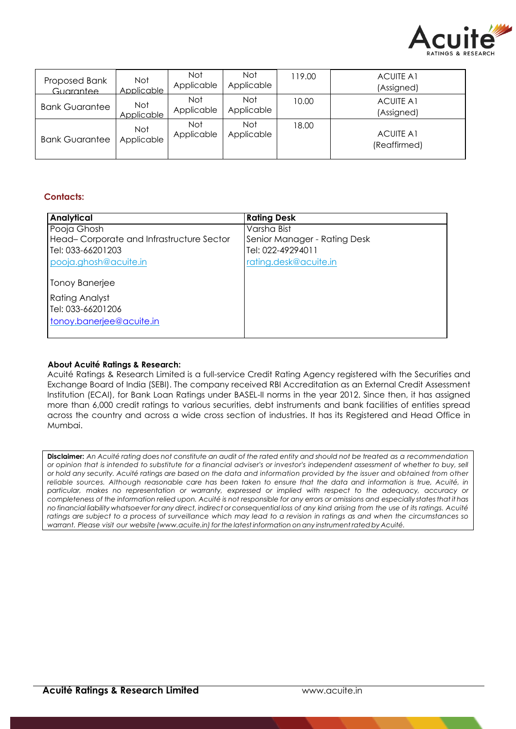| | | | | | |
|---|---|---|---|---|---|
| Proposed Bank Guarantee | Not Applicable | Not Applicable | Not Applicable | 119.00 | ACUITE A1 (Assigned) |
| Bank Guarantee | Not Applicable | Not Applicable | Not Applicable | 10.00 | ACUITE A1 (Assigned) |
| Bank Guarantee | Not Applicable | Not Applicable | Not Applicable | 18.00 | ACUITE A1 (Reaffirmed) |

**Contacts:**

| Analytical | Rating Desk |
|---|---|
| Pooja Ghosh<br>Head– Corporate and Infrastructure Sector<br>Tel: 033-66201203<br>pooja.ghosh@acuite.in<br><br>Tonoy Banerjee<br>Rating Analyst<br>Tel: 033-66201206<br>tonoy.banerjee@acuite.in | Varsha Bist<br>Senior Manager - Rating Desk<br>Tel: 022-49294011<br>rating.desk@acuite.in |

**About Acuité Ratings & Research:**

Acuité Ratings & Research Limited is a full-service Credit Rating Agency registered with the Securities and Exchange Board of India (SEBI). The company received RBI Accreditation as an External Credit Assessment Institution (ECAI), for Bank Loan Ratings under BASEL-II norms in the year 2012. Since then, it has assigned more than 6,000 credit ratings to various securities, debt instruments and bank facilities of entities spread across the country and across a wide cross section of industries. It has its Registered and Head Office in Mumbai.

**Disclaimer:** *An Acuité rating does not constitute an audit of the rated entity and should not be treated as a recommendation or opinion that is intended to substitute for a financial adviser's or investor's independent assessment of whether to buy, sell or hold any security. Acuité ratings are based on the data and information provided by the issuer and obtained from other reliable sources. Although reasonable care has been taken to ensure that the data and information is true, Acuité, in particular, makes no representation or warranty, expressed or implied with respect to the adequacy, accuracy or completeness of the information relied upon. Acuité is not responsible for any errors or omissions and especially states that it has no financial liability whatsoever for any direct, indirect or consequential loss of any kind arising from the use of its ratings. Acuité ratings are subject to a process of surveillance which may lead to a revision in ratings as and when the circumstances so warrant. Please visit our website (www.acuite.in) for the latest information on any instrument rated by Acuité.*